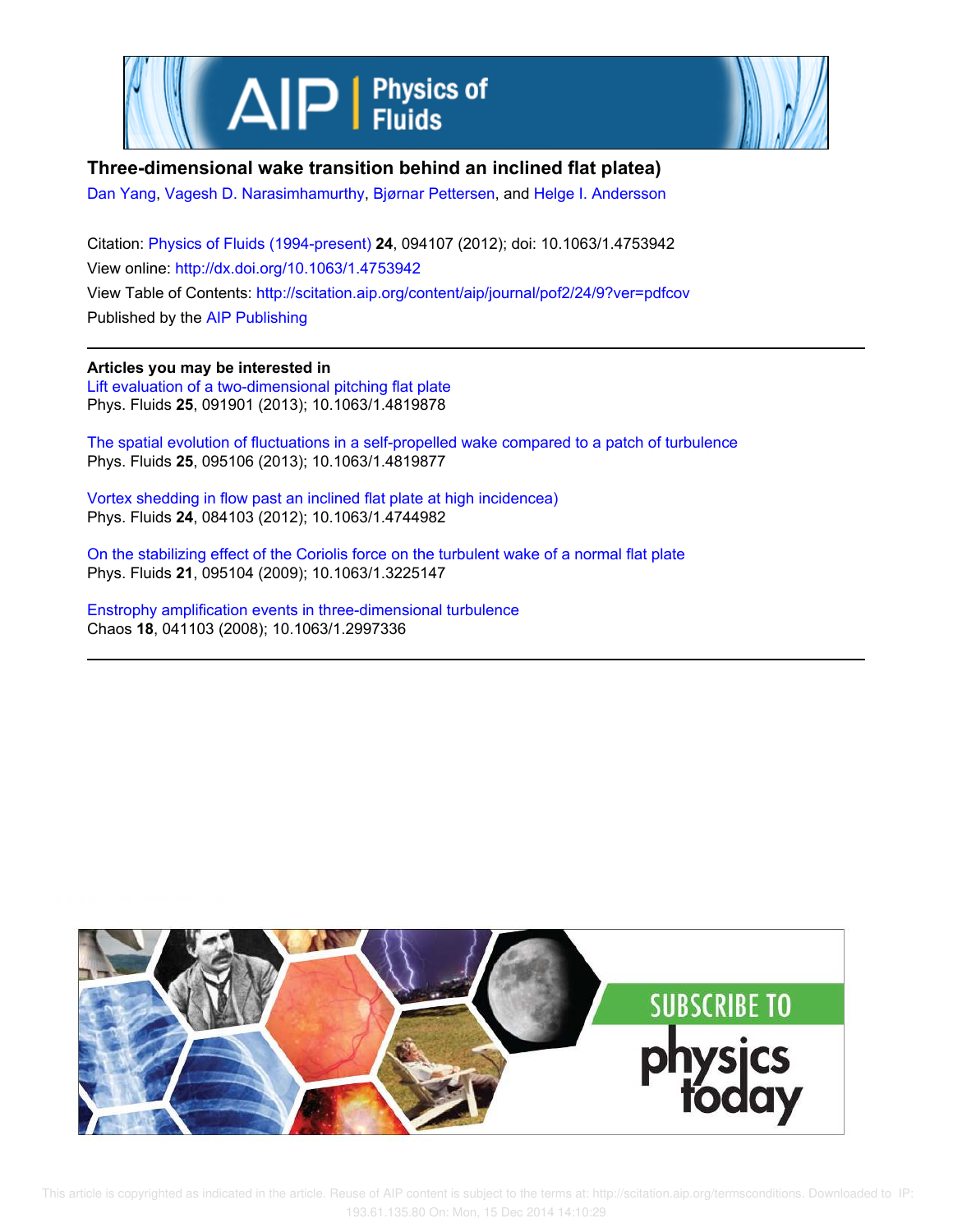# Three-dimensional wake transition behind an inclined flat plate[a)]

Dan Yang, Vagesh D. Narasimhamurthy, Bjørnar Pettersen, and Helge I. Andersson

Citation: Physics of Fluids (1994-present) **24**, 094107 (2012); doi: 10.1063/1.4753942

View online: http://dx.doi.org/10.1063/1.4753942

View Table of Contents: http://scitation.aip.org/content/aip/journal/pof2/24/9?ver=pdfcov

Published by the AIP Publishing

**Articles you may be interested in**

Lift evaluation of a two-dimensional pitching flat plate
Phys. Fluids **25**, 091901 (2013); 10.1063/1.4819878

The spatial evolution of fluctuations in a self-propelled wake compared to a patch of turbulence
Phys. Fluids **25**, 095106 (2013); 10.1063/1.4819877

Vortex shedding in flow past an inclined flat plate at high incidence[a)]
Phys. Fluids **24**, 084103 (2012); 10.1063/1.4744982

On the stabilizing effect of the Coriolis force on the turbulent wake of a normal flat plate
Phys. Fluids **21**, 095104 (2009); 10.1063/1.3225147

Enstrophy amplification events in three-dimensional turbulence
Chaos **18**, 041103 (2008); 10.1063/1.2997336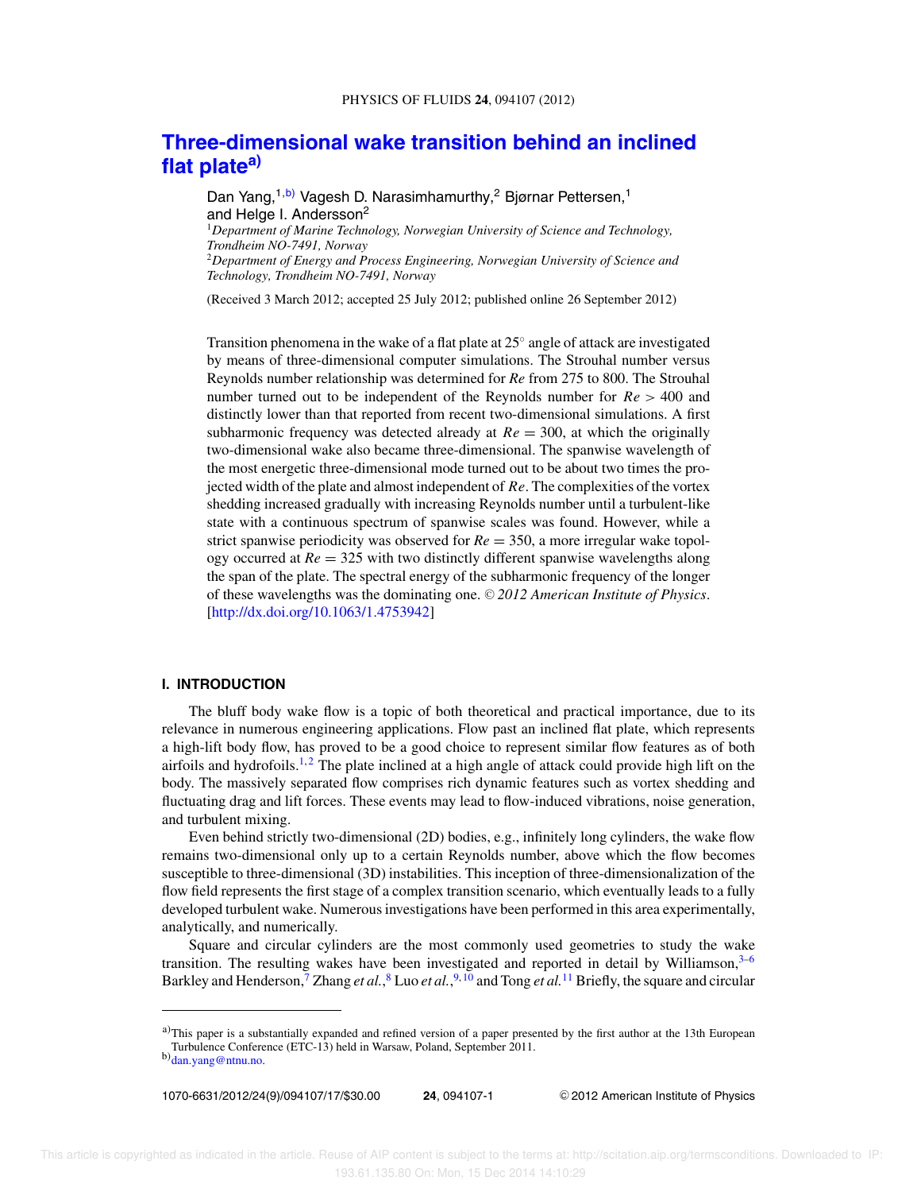# Three-dimensional wake transition behind an inclined flat plate[a)]

Dan Yang,[1,b)] Vagesh D. Narasimhamurthy,[2] Bjørnar Pettersen,[1] and Helge I. Andersson[2]

[1]*Department of Marine Technology, Norwegian University of Science and Technology, Trondheim NO-7491, Norway*

[2]*Department of Energy and Process Engineering, Norwegian University of Science and Technology, Trondheim NO-7491, Norway*

(Received 3 March 2012; accepted 25 July 2012; published online 26 September 2012)

Transition phenomena in the wake of a flat plate at 25° angle of attack are investigated by means of three-dimensional computer simulations. The Strouhal number versus Reynolds number relationship was determined for *Re* from 275 to 800. The Strouhal number turned out to be independent of the Reynolds number for $Re > 400$ and distinctly lower than that reported from recent two-dimensional simulations. A first subharmonic frequency was detected already at $Re = 300$, at which the originally two-dimensional wake also became three-dimensional. The spanwise wavelength of the most energetic three-dimensional mode turned out to be about two times the projected width of the plate and almost independent of *Re*. The complexities of the vortex shedding increased gradually with increasing Reynolds number until a turbulent-like state with a continuous spectrum of spanwise scales was found. However, while a strict spanwise periodicity was observed for $Re = 350$, a more irregular wake topology occurred at $Re = 325$ with two distinctly different spanwise wavelengths along the span of the plate. The spectral energy of the subharmonic frequency of the longer of these wavelengths was the dominating one. © *2012 American Institute of Physics*. [http://dx.doi.org/10.1063/1.4753942]

## I. INTRODUCTION

The bluff body wake flow is a topic of both theoretical and practical importance, due to its relevance in numerous engineering applications. Flow past an inclined flat plate, which represents a high-lift body flow, has proved to be a good choice to represent similar flow features as of both airfoils and hydrofoils.[1,2] The plate inclined at a high angle of attack could provide high lift on the body. The massively separated flow comprises rich dynamic features such as vortex shedding and fluctuating drag and lift forces. These events may lead to flow-induced vibrations, noise generation, and turbulent mixing.

Even behind strictly two-dimensional (2D) bodies, e.g., infinitely long cylinders, the wake flow remains two-dimensional only up to a certain Reynolds number, above which the flow becomes susceptible to three-dimensional (3D) instabilities. This inception of three-dimensionalization of the flow field represents the first stage of a complex transition scenario, which eventually leads to a fully developed turbulent wake. Numerous investigations have been performed in this area experimentally, analytically, and numerically.

Square and circular cylinders are the most commonly used geometries to study the wake transition. The resulting wakes have been investigated and reported in detail by Williamson,[3–6] Barkley and Henderson,[7] Zhang *et al.*,[8] Luo *et al.*,[9,10] and Tong *et al.*[11] Briefly, the square and circular

---

[a)]This paper is a substantially expanded and refined version of a paper presented by the first author at the 13th European Turbulence Conference (ETC-13) held in Warsaw, Poland, September 2011.

[b)]dan.yang@ntnu.no.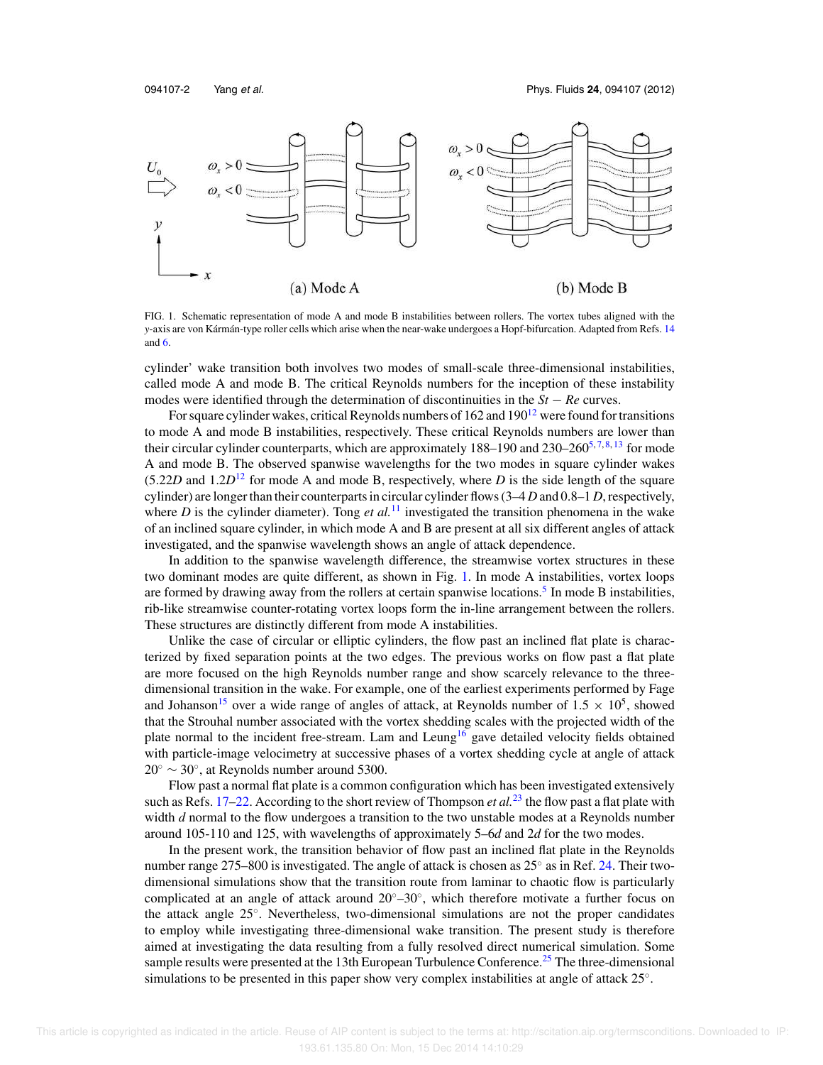FIG. 1. Schematic representation of mode A and mode B instabilities between rollers. The vortex tubes aligned with the $y$-axis are von Kármán-type roller cells which arise when the near-wake undergoes a Hopf-bifurcation. Adapted from Refs. 14 and 6.

cylinder' wake transition both involves two modes of small-scale three-dimensional instabilities, called mode A and mode B. The critical Reynolds numbers for the inception of these instability modes were identified through the determination of discontinuities in the $St - Re$ curves.

For square cylinder wakes, critical Reynolds numbers of 162 and 190[12] were found for transitions to mode A and mode B instabilities, respectively. These critical Reynolds numbers are lower than their circular cylinder counterparts, which are approximately 188–190 and 230–260[5,7,8,13] for mode A and mode B. The observed spanwise wavelengths for the two modes in square cylinder wakes ($5.22D$ and $1.2D$[12] for mode A and mode B, respectively, where $D$ is the side length of the square cylinder) are longer than their counterparts in circular cylinder flows (3–4 $D$ and 0.8–1 $D$, respectively, where $D$ is the cylinder diameter). Tong *et al.*[11] investigated the transition phenomena in the wake of an inclined square cylinder, in which mode A and B are present at all six different angles of attack investigated, and the spanwise wavelength shows an angle of attack dependence.

In addition to the spanwise wavelength difference, the streamwise vortex structures in these two dominant modes are quite different, as shown in Fig. 1. In mode A instabilities, vortex loops are formed by drawing away from the rollers at certain spanwise locations.[5] In mode B instabilities, rib-like streamwise counter-rotating vortex loops form the in-line arrangement between the rollers. These structures are distinctly different from mode A instabilities.

Unlike the case of circular or elliptic cylinders, the flow past an inclined flat plate is characterized by fixed separation points at the two edges. The previous works on flow past a flat plate are more focused on the high Reynolds number range and show scarcely relevance to the three-dimensional transition in the wake. For example, one of the earliest experiments performed by Fage and Johanson[15] over a wide range of angles of attack, at Reynolds number of $1.5 \times 10^5$, showed that the Strouhal number associated with the vortex shedding scales with the projected width of the plate normal to the incident free-stream. Lam and Leung[16] gave detailed velocity fields obtained with particle-image velocimetry at successive phases of a vortex shedding cycle at angle of attack $20^\circ \sim 30^\circ$, at Reynolds number around 5300.

Flow past a normal flat plate is a common configuration which has been investigated extensively such as Refs. 17–22. According to the short review of Thompson *et al.*[23] the flow past a flat plate with width $d$ normal to the flow undergoes a transition to the two unstable modes at a Reynolds number around 105-110 and 125, with wavelengths of approximately 5–6$d$ and 2$d$ for the two modes.

In the present work, the transition behavior of flow past an inclined flat plate in the Reynolds number range 275–800 is investigated. The angle of attack is chosen as $25^\circ$ as in Ref. 24. Their two-dimensional simulations show that the transition route from laminar to chaotic flow is particularly complicated at an angle of attack around $20^\circ$–$30^\circ$, which therefore motivate a further focus on the attack angle $25^\circ$. Nevertheless, two-dimensional simulations are not the proper candidates to employ while investigating three-dimensional wake transition. The present study is therefore aimed at investigating the data resulting from a fully resolved direct numerical simulation. Some sample results were presented at the 13th European Turbulence Conference.[25] The three-dimensional simulations to be presented in this paper show very complex instabilities at angle of attack $25^\circ$.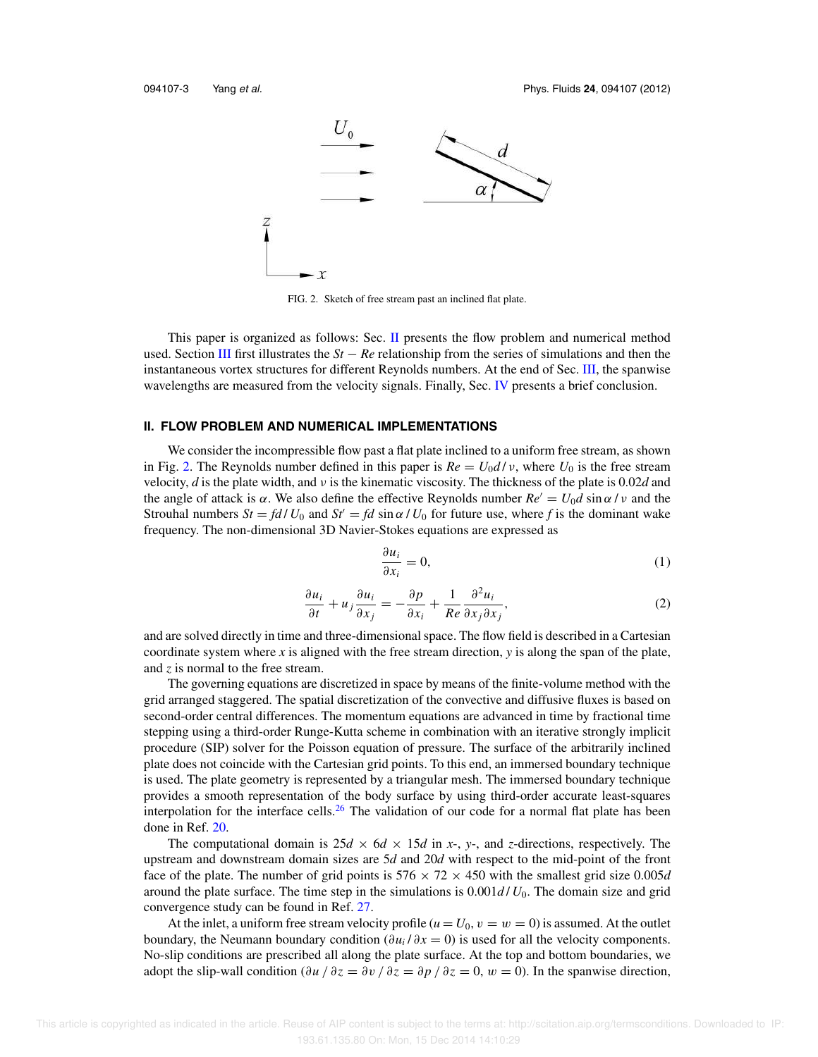FIG. 2. Sketch of free stream past an inclined flat plate.

This paper is organized as follows: Sec. II presents the flow problem and numerical method used. Section III first illustrates the $St - Re$ relationship from the series of simulations and then the instantaneous vortex structures for different Reynolds numbers. At the end of Sec. III, the spanwise wavelengths are measured from the velocity signals. Finally, Sec. IV presents a brief conclusion.

## II. FLOW PROBLEM AND NUMERICAL IMPLEMENTATIONS

We consider the incompressible flow past a flat plate inclined to a uniform free stream, as shown in Fig. 2. The Reynolds number defined in this paper is $Re = U_0 d / \nu$, where $U_0$ is the free stream velocity, $d$ is the plate width, and $\nu$ is the kinematic viscosity. The thickness of the plate is $0.02d$ and the angle of attack is $\alpha$. We also define the effective Reynolds number $Re' = U_0 d \sin\alpha / \nu$ and the Strouhal numbers $St = fd / U_0$ and $St' = fd \sin\alpha / U_0$ for future use, where $f$ is the dominant wake frequency. The non-dimensional 3D Navier-Stokes equations are expressed as

$$\frac{\partial u_i}{\partial x_i} = 0, \tag{1}$$

$$\frac{\partial u_i}{\partial t} + u_j \frac{\partial u_i}{\partial x_j} = -\frac{\partial p}{\partial x_i} + \frac{1}{Re} \frac{\partial^2 u_i}{\partial x_j \partial x_j}, \tag{2}$$

and are solved directly in time and three-dimensional space. The flow field is described in a Cartesian coordinate system where $x$ is aligned with the free stream direction, $y$ is along the span of the plate, and $z$ is normal to the free stream.

The governing equations are discretized in space by means of the finite-volume method with the grid arranged staggered. The spatial discretization of the convective and diffusive fluxes is based on second-order central differences. The momentum equations are advanced in time by fractional time stepping using a third-order Runge-Kutta scheme in combination with an iterative strongly implicit procedure (SIP) solver for the Poisson equation of pressure. The surface of the arbitrarily inclined plate does not coincide with the Cartesian grid points. To this end, an immersed boundary technique is used. The plate geometry is represented by a triangular mesh. The immersed boundary technique provides a smooth representation of the body surface by using third-order accurate least-squares interpolation for the interface cells.[26] The validation of our code for a normal flat plate has been done in Ref. 20.

The computational domain is $25d \times 6d \times 15d$ in $x$-, $y$-, and $z$-directions, respectively. The upstream and downstream domain sizes are $5d$ and $20d$ with respect to the mid-point of the front face of the plate. The number of grid points is $576 \times 72 \times 450$ with the smallest grid size $0.005d$ around the plate surface. The time step in the simulations is $0.001d / U_0$. The domain size and grid convergence study can be found in Ref. 27.

At the inlet, a uniform free stream velocity profile ($u = U_0$, $v = w = 0$) is assumed. At the outlet boundary, the Neumann boundary condition ($\partial u_i / \partial x = 0$) is used for all the velocity components. No-slip conditions are prescribed all along the plate surface. At the top and bottom boundaries, we adopt the slip-wall condition ($\partial u / \partial z = \partial v / \partial z = \partial p / \partial z = 0$, $w = 0$). In the spanwise direction,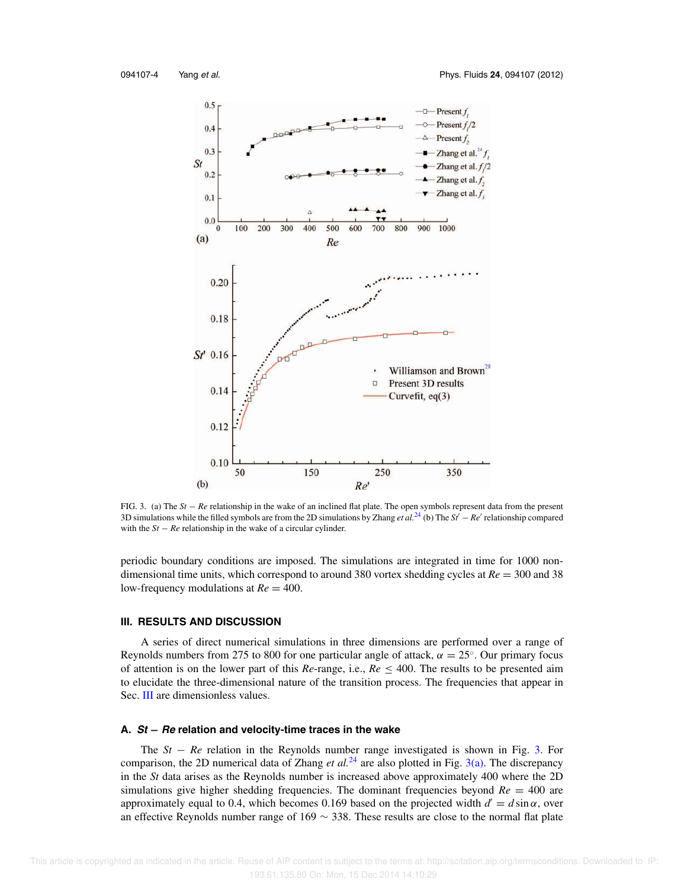FIG. 3. (a) The $St - Re$ relationship in the wake of an inclined flat plate. The open symbols represent data from the present 3D simulations while the filled symbols are from the 2D simulations by Zhang *et al.*[24] (b) The $St' - Re'$ relationship compared with the $St - Re$ relationship in the wake of a circular cylinder.

periodic boundary conditions are imposed. The simulations are integrated in time for 1000 non-dimensional time units, which correspond to around 380 vortex shedding cycles at $Re = 300$ and 38 low-frequency modulations at $Re = 400$.

## III. RESULTS AND DISCUSSION

A series of direct numerical simulations in three dimensions are performed over a range of Reynolds numbers from 275 to 800 for one particular angle of attack, $\alpha = 25^\circ$. Our primary focus of attention is on the lower part of this $Re$-range, i.e., $Re \leq 400$. The results to be presented aim to elucidate the three-dimensional nature of the transition process. The frequencies that appear in Sec. III are dimensionless values.

### A. $St - Re$ relation and velocity-time traces in the wake

The $St - Re$ relation in the Reynolds number range investigated is shown in Fig. 3. For comparison, the 2D numerical data of Zhang *et al.*[24] are also plotted in Fig. 3(a). The discrepancy in the $St$ data arises as the Reynolds number is increased above approximately 400 where the 2D simulations give higher shedding frequencies. The dominant frequencies beyond $Re = 400$ are approximately equal to 0.4, which becomes 0.169 based on the projected width $d' = d\sin\alpha$, over an effective Reynolds number range of $169 \sim 338$. These results are close to the normal flat plate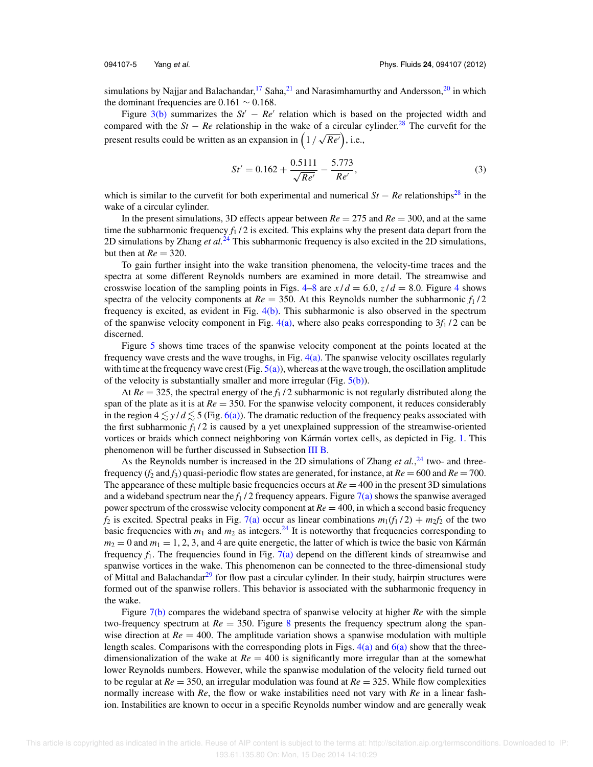simulations by Najjar and Balachandar,[17] Saha,[21] and Narasimhamurthy and Andersson,[20] in which the dominant frequencies are $0.161 \sim 0.168$.

Figure 3(b) summarizes the $St' - Re'$ relation which is based on the projected width and compared with the $St - Re$ relationship in the wake of a circular cylinder.[28] The curvefit for the present results could be written as an expansion in $\left(1/\sqrt{Re'}\right)$, i.e.,

$$St' = 0.162 + \frac{0.5111}{\sqrt{Re'}} - \frac{5.773}{Re'}, \tag{3}$$

which is similar to the curvefit for both experimental and numerical $St - Re$ relationships[28] in the wake of a circular cylinder.

In the present simulations, 3D effects appear between $Re = 275$ and $Re = 300$, and at the same time the subharmonic frequency $f_1/2$ is excited. This explains why the present data depart from the 2D simulations by Zhang *et al.*[24] This subharmonic frequency is also excited in the 2D simulations, but then at $Re = 320$.

To gain further insight into the wake transition phenomena, the velocity-time traces and the spectra at some different Reynolds numbers are examined in more detail. The streamwise and crosswise location of the sampling points in Figs. 4–8 are $x/d = 6.0$, $z/d = 8.0$. Figure 4 shows spectra of the velocity components at $Re = 350$. At this Reynolds number the subharmonic $f_1/2$ frequency is excited, as evident in Fig. 4(b). This subharmonic is also observed in the spectrum of the spanwise velocity component in Fig. 4(a), where also peaks corresponding to $3f_1/2$ can be discerned.

Figure 5 shows time traces of the spanwise velocity component at the points located at the frequency wave crests and the wave troughs, in Fig. 4(a). The spanwise velocity oscillates regularly with time at the frequency wave crest (Fig. 5(a)), whereas at the wave trough, the oscillation amplitude of the velocity is substantially smaller and more irregular (Fig. 5(b)).

At $Re = 325$, the spectral energy of the $f_1/2$ subharmonic is not regularly distributed along the span of the plate as it is at $Re = 350$. For the spanwise velocity component, it reduces considerably in the region $4 \lesssim y/d \lesssim 5$ (Fig. 6(a)). The dramatic reduction of the frequency peaks associated with the first subharmonic $f_1/2$ is caused by a yet unexplained suppression of the streamwise-oriented vortices or braids which connect neighboring von Kármán vortex cells, as depicted in Fig. 1. This phenomenon will be further discussed in Subsection III B.

As the Reynolds number is increased in the 2D simulations of Zhang *et al.*,[24] two- and three-frequency ($f_2$ and $f_3$) quasi-periodic flow states are generated, for instance, at $Re = 600$ and $Re = 700$. The appearance of these multiple basic frequencies occurs at $Re = 400$ in the present 3D simulations and a wideband spectrum near the $f_1/2$ frequency appears. Figure 7(a) shows the spanwise averaged power spectrum of the crosswise velocity component at $Re = 400$, in which a second basic frequency $f_2$ is excited. Spectral peaks in Fig. 7(a) occur as linear combinations $m_1(f_1/2) + m_2 f_2$ of the two basic frequencies with $m_1$ and $m_2$ as integers.[24] It is noteworthy that frequencies corresponding to $m_2 = 0$ and $m_1 = 1, 2, 3$, and 4 are quite energetic, the latter of which is twice the basic von Kármán frequency $f_1$. The frequencies found in Fig. 7(a) depend on the different kinds of streamwise and spanwise vortices in the wake. This phenomenon can be connected to the three-dimensional study of Mittal and Balachandar[29] for flow past a circular cylinder. In their study, hairpin structures were formed out of the spanwise rollers. This behavior is associated with the subharmonic frequency in the wake.

Figure 7(b) compares the wideband spectra of spanwise velocity at higher $Re$ with the simple two-frequency spectrum at $Re = 350$. Figure 8 presents the frequency spectrum along the spanwise direction at $Re = 400$. The amplitude variation shows a spanwise modulation with multiple length scales. Comparisons with the corresponding plots in Figs. 4(a) and 6(a) show that the three-dimensionalization of the wake at $Re = 400$ is significantly more irregular than at the somewhat lower Reynolds numbers. However, while the spanwise modulation of the velocity field turned out to be regular at $Re = 350$, an irregular modulation was found at $Re = 325$. While flow complexities normally increase with $Re$, the flow or wake instabilities need not vary with $Re$ in a linear fashion. Instabilities are known to occur in a specific Reynolds number window and are generally weak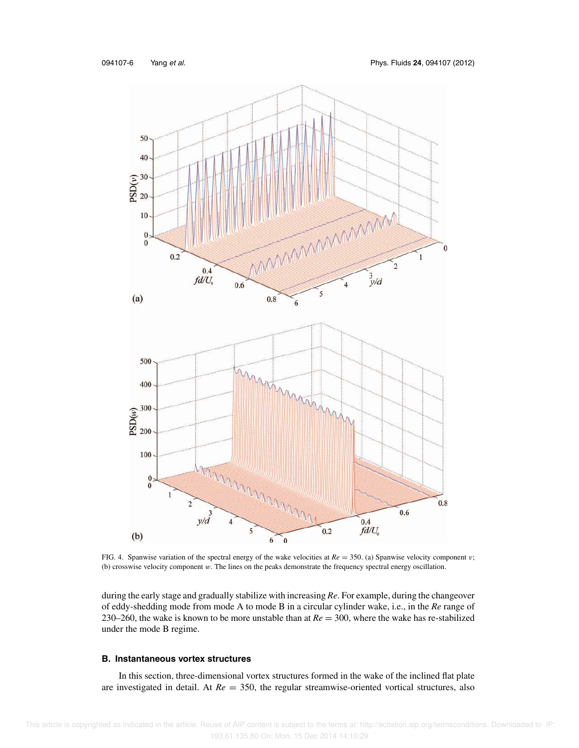FIG. 4. Spanwise variation of the spectral energy of the wake velocities at $Re = 350$. (a) Spanwise velocity component $v$; (b) crosswise velocity component $w$. The lines on the peaks demonstrate the frequency spectral energy oscillation.

during the early stage and gradually stabilize with increasing *Re*. For example, during the changeover of eddy-shedding mode from mode A to mode B in a circular cylinder wake, i.e., in the *Re* range of 230–260, the wake is known to be more unstable than at $Re = 300$, where the wake has re-stabilized under the mode B regime.

### B. Instantaneous vortex structures

In this section, three-dimensional vortex structures formed in the wake of the inclined flat plate are investigated in detail. At $Re = 350$, the regular streamwise-oriented vortical structures, also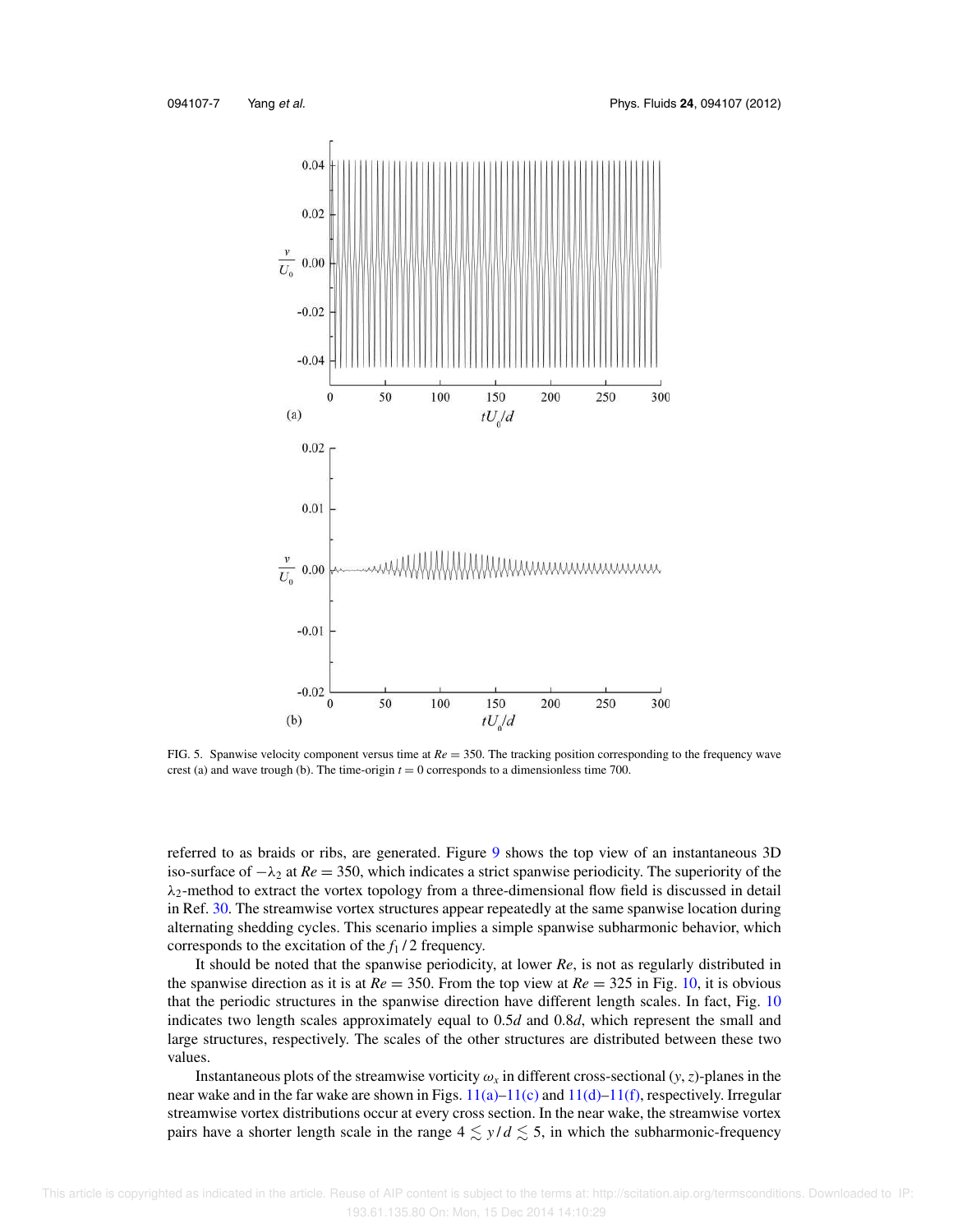FIG. 5. Spanwise velocity component versus time at $Re = 350$. The tracking position corresponding to the frequency wave crest (a) and wave trough (b). The time-origin $t = 0$ corresponds to a dimensionless time 700.

referred to as braids or ribs, are generated. Figure 9 shows the top view of an instantaneous 3D iso-surface of $-\lambda_2$ at $Re = 350$, which indicates a strict spanwise periodicity. The superiority of the $\lambda_2$-method to extract the vortex topology from a three-dimensional flow field is discussed in detail in Ref. 30. The streamwise vortex structures appear repeatedly at the same spanwise location during alternating shedding cycles. This scenario implies a simple spanwise subharmonic behavior, which corresponds to the excitation of the $f_1/2$ frequency.

It should be noted that the spanwise periodicity, at lower $Re$, is not as regularly distributed in the spanwise direction as it is at $Re = 350$. From the top view at $Re = 325$ in Fig. 10, it is obvious that the periodic structures in the spanwise direction have different length scales. In fact, Fig. 10 indicates two length scales approximately equal to $0.5d$ and $0.8d$, which represent the small and large structures, respectively. The scales of the other structures are distributed between these two values.

Instantaneous plots of the streamwise vorticity $\omega_x$ in different cross-sectional $(y, z)$-planes in the near wake and in the far wake are shown in Figs. 11(a)–11(c) and 11(d)–11(f), respectively. Irregular streamwise vortex distributions occur at every cross section. In the near wake, the streamwise vortex pairs have a shorter length scale in the range $4 \lesssim y/d \lesssim 5$, in which the subharmonic-frequency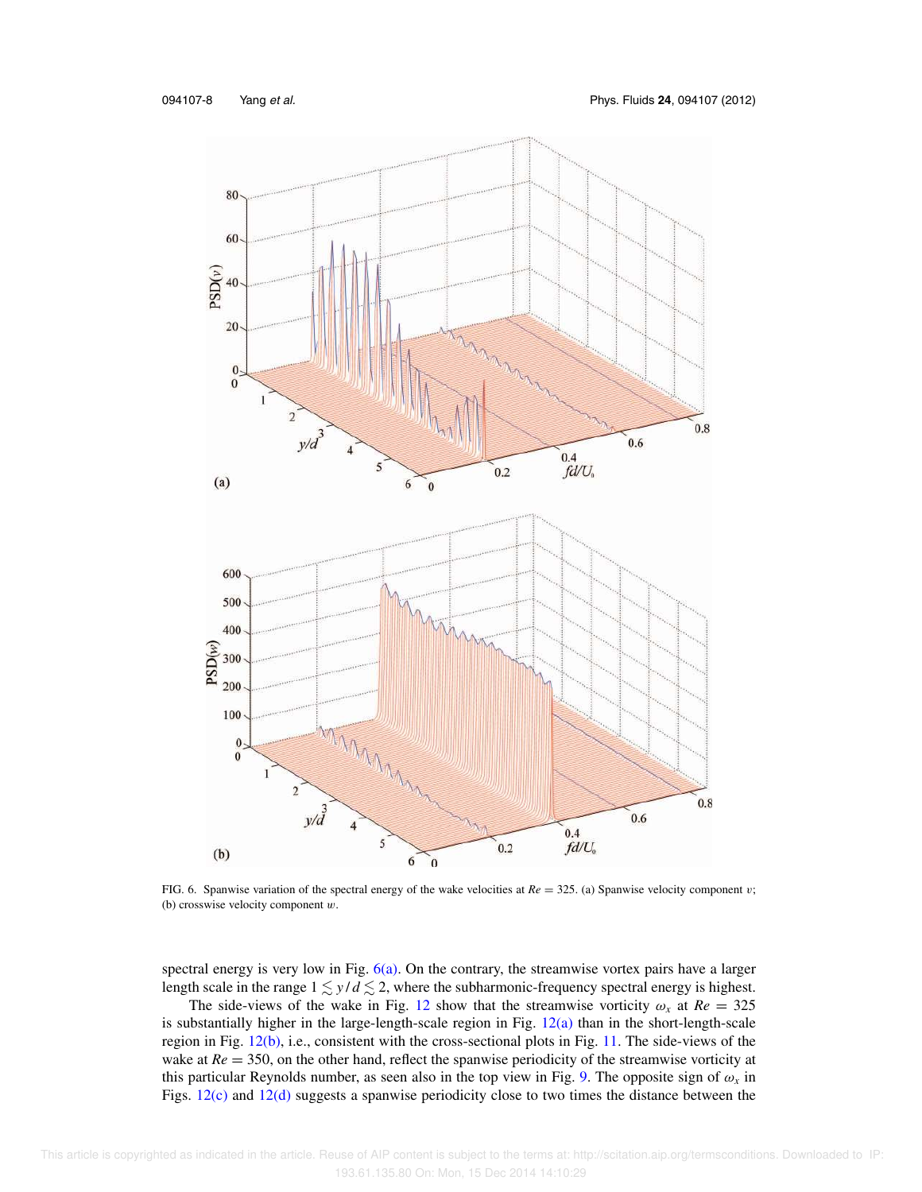FIG. 6. Spanwise variation of the spectral energy of the wake velocities at $Re = 325$. (a) Spanwise velocity component $v$; (b) crosswise velocity component $w$.

spectral energy is very low in Fig. 6(a). On the contrary, the streamwise vortex pairs have a larger length scale in the range $1 \lesssim y/d \lesssim 2$, where the subharmonic-frequency spectral energy is highest.

The side-views of the wake in Fig. 12 show that the streamwise vorticity $\omega_x$ at $Re = 325$ is substantially higher in the large-length-scale region in Fig. 12(a) than in the short-length-scale region in Fig. 12(b), i.e., consistent with the cross-sectional plots in Fig. 11. The side-views of the wake at $Re = 350$, on the other hand, reflect the spanwise periodicity of the streamwise vorticity at this particular Reynolds number, as seen also in the top view in Fig. 9. The opposite sign of $\omega_x$ in Figs. 12(c) and 12(d) suggests a spanwise periodicity close to two times the distance between the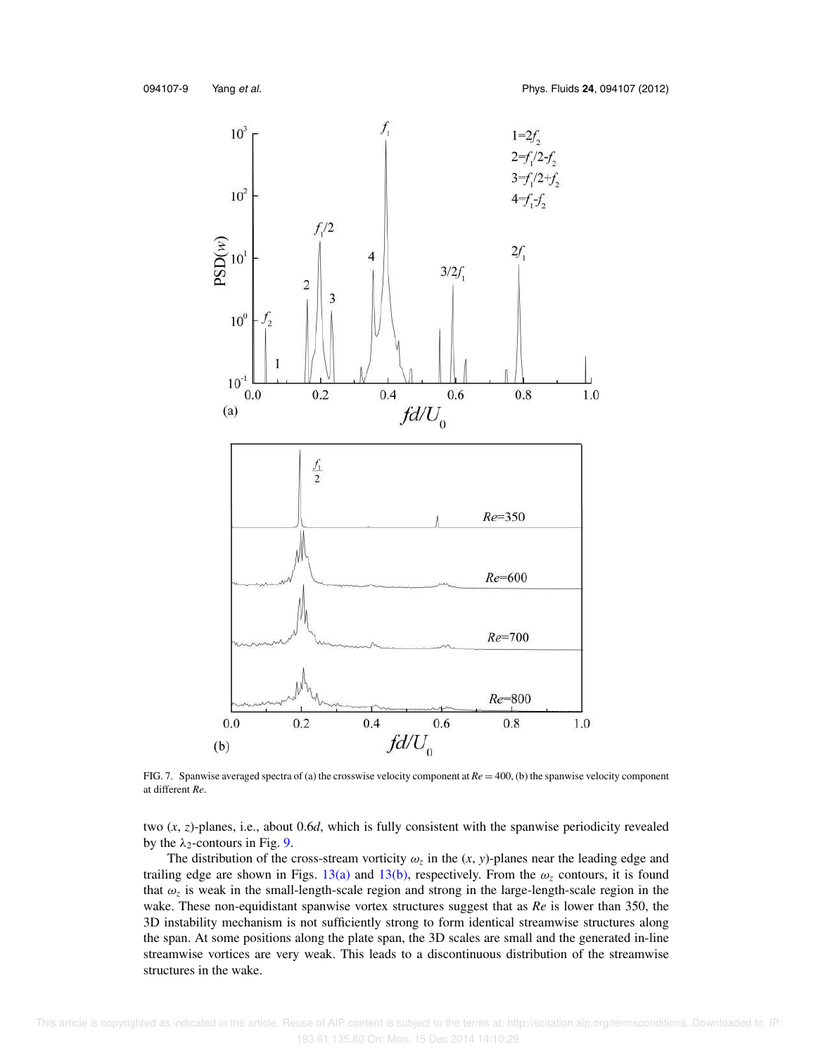FIG. 7. Spanwise averaged spectra of (a) the crosswise velocity component at $Re = 400$, (b) the spanwise velocity component at different $Re$.

two $(x, z)$-planes, i.e., about $0.6d$, which is fully consistent with the spanwise periodicity revealed by the $\lambda_2$-contours in Fig. 9.

The distribution of the cross-stream vorticity $\omega_z$ in the $(x, y)$-planes near the leading edge and trailing edge are shown in Figs. 13(a) and 13(b), respectively. From the $\omega_z$ contours, it is found that $\omega_z$ is weak in the small-length-scale region and strong in the large-length-scale region in the wake. These non-equidistant spanwise vortex structures suggest that as $Re$ is lower than 350, the 3D instability mechanism is not sufficiently strong to form identical streamwise structures along the span. At some positions along the plate span, the 3D scales are small and the generated in-line streamwise vortices are very weak. This leads to a discontinuous distribution of the streamwise structures in the wake.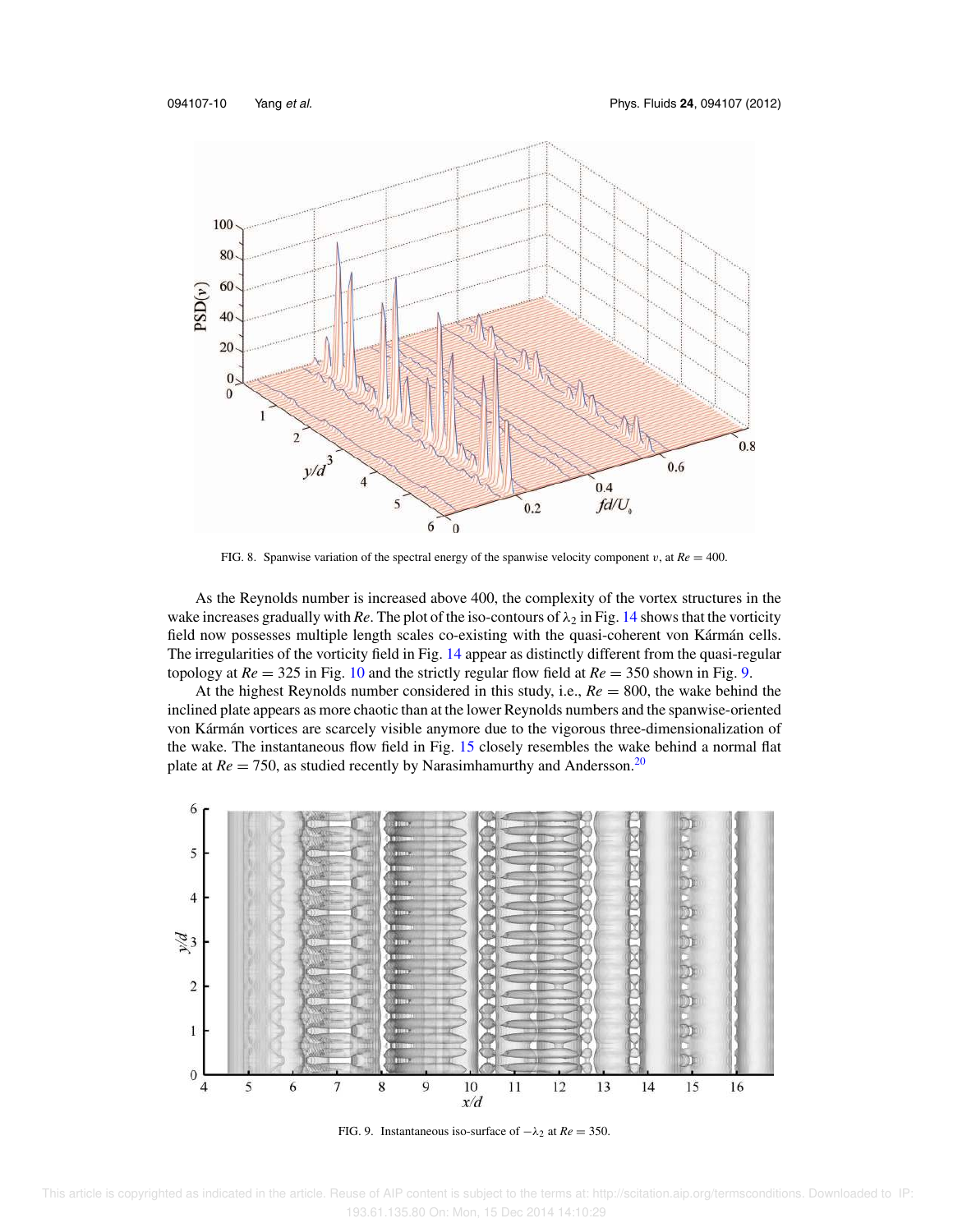FIG. 8. Spanwise variation of the spectral energy of the spanwise velocity component $v$, at $Re = 400$.

As the Reynolds number is increased above 400, the complexity of the vortex structures in the wake increases gradually with $Re$. The plot of the iso-contours of $\lambda_2$ in Fig. 14 shows that the vorticity field now possesses multiple length scales co-existing with the quasi-coherent von Kármán cells. The irregularities of the vorticity field in Fig. 14 appear as distinctly different from the quasi-regular topology at $Re = 325$ in Fig. 10 and the strictly regular flow field at $Re = 350$ shown in Fig. 9.

At the highest Reynolds number considered in this study, i.e., $Re = 800$, the wake behind the inclined plate appears as more chaotic than at the lower Reynolds numbers and the spanwise-oriented von Kármán vortices are scarcely visible anymore due to the vigorous three-dimensionalization of the wake. The instantaneous flow field in Fig. 15 closely resembles the wake behind a normal flat plate at $Re = 750$, as studied recently by Narasimhamurthy and Andersson.[20]

FIG. 9. Instantaneous iso-surface of $-\lambda_2$ at $Re = 350$.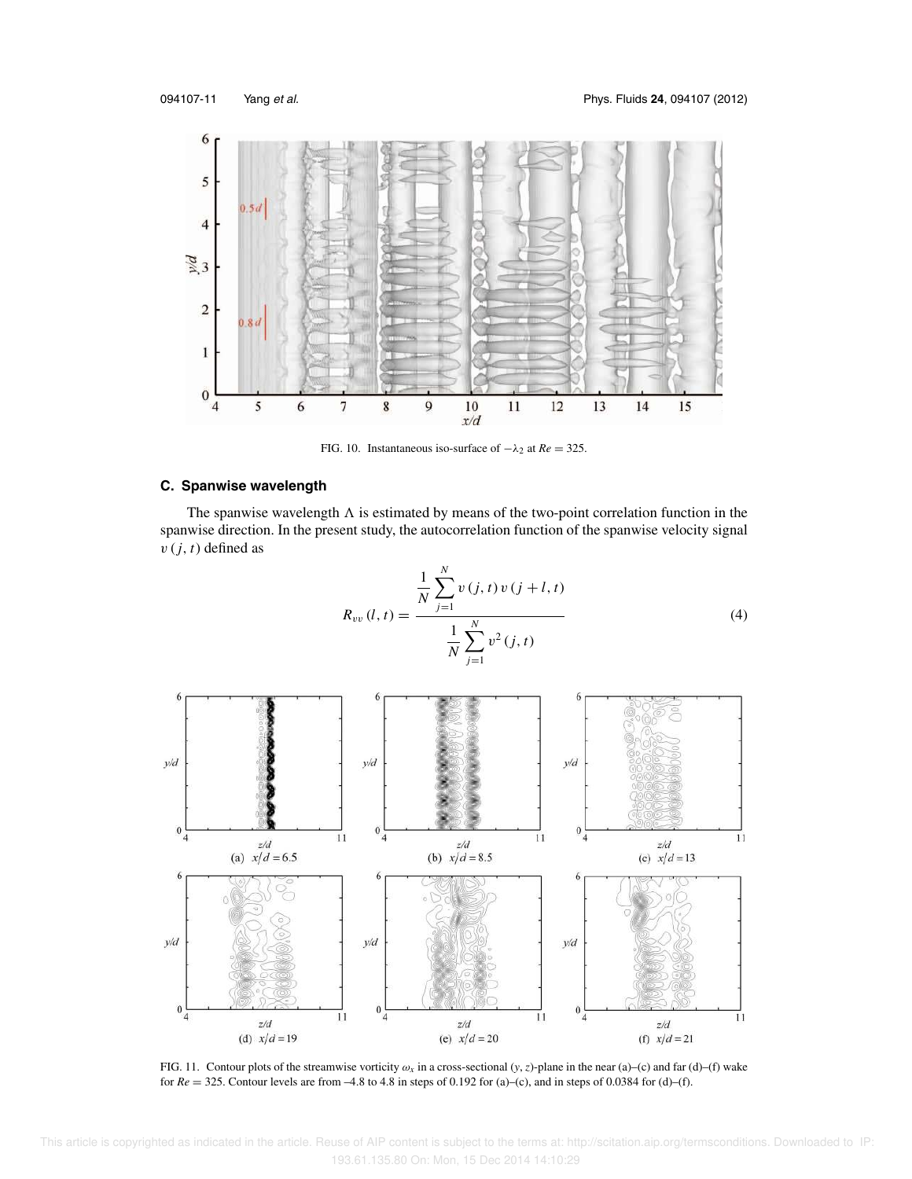FIG. 10. Instantaneous iso-surface of $-\lambda_2$ at $Re = 325$.

### C. Spanwise wavelength

The spanwise wavelength $\Lambda$ is estimated by means of the two-point correlation function in the spanwise direction. In the present study, the autocorrelation function of the spanwise velocity signal $v\,(j,t)$ defined as

$$R_{vv}\,(l,t) = \frac{\dfrac{1}{N}\displaystyle\sum_{j=1}^{N} v\,(j,t)\,v\,(j+l,t)}{\dfrac{1}{N}\displaystyle\sum_{j=1}^{N} v^2\,(j,t)} \tag{4}$$

FIG. 11. Contour plots of the streamwise vorticity $\omega_x$ in a cross-sectional $(y, z)$-plane in the near (a)–(c) and far (d)–(f) wake for $Re = 325$. Contour levels are from –4.8 to 4.8 in steps of 0.192 for (a)–(c), and in steps of 0.0384 for (d)–(f).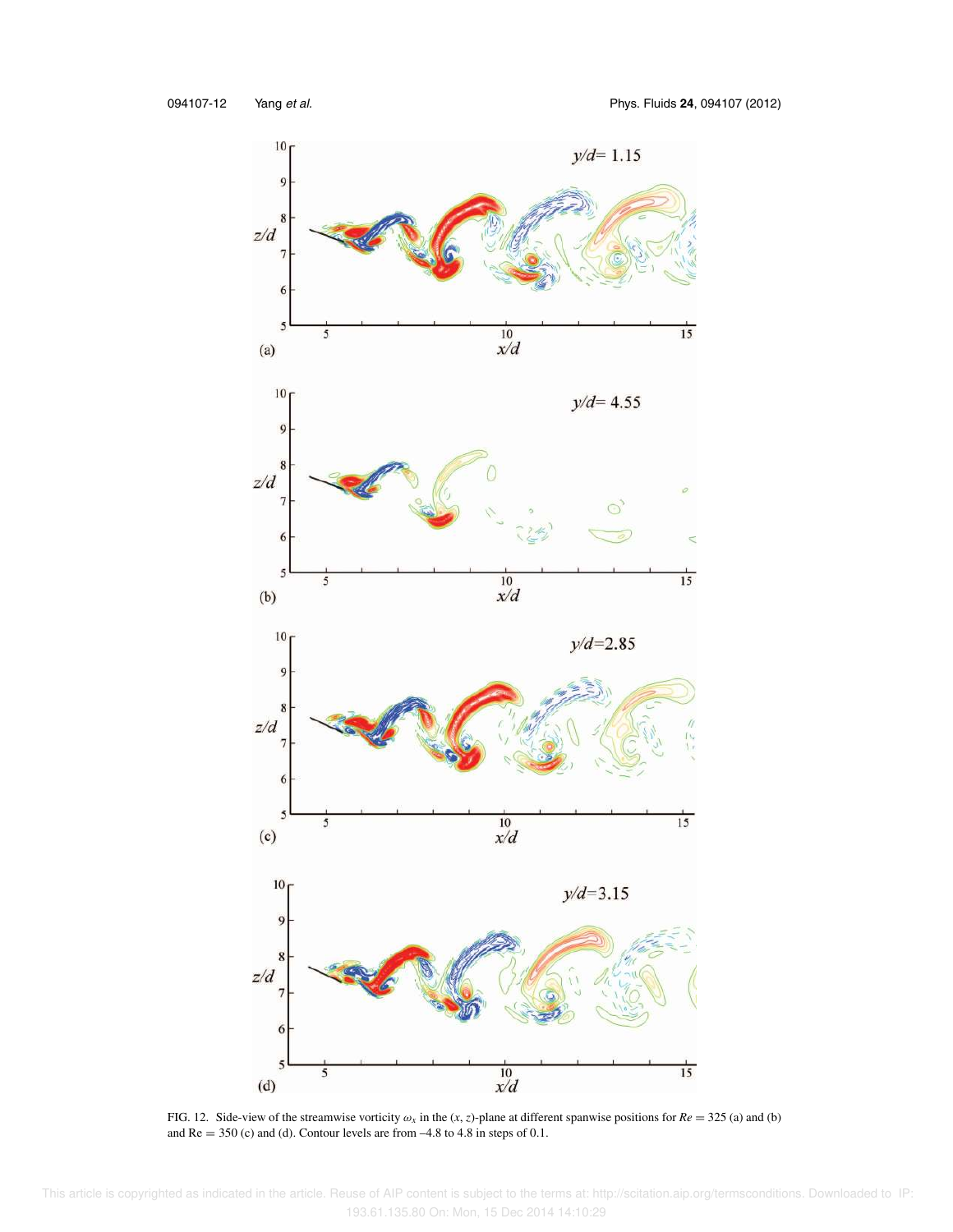FIG. 12. Side-view of the streamwise vorticity $\omega_x$ in the $(x, z)$-plane at different spanwise positions for $Re = 325$ (a) and (b) and Re = 350 (c) and (d). Contour levels are from –4.8 to 4.8 in steps of 0.1.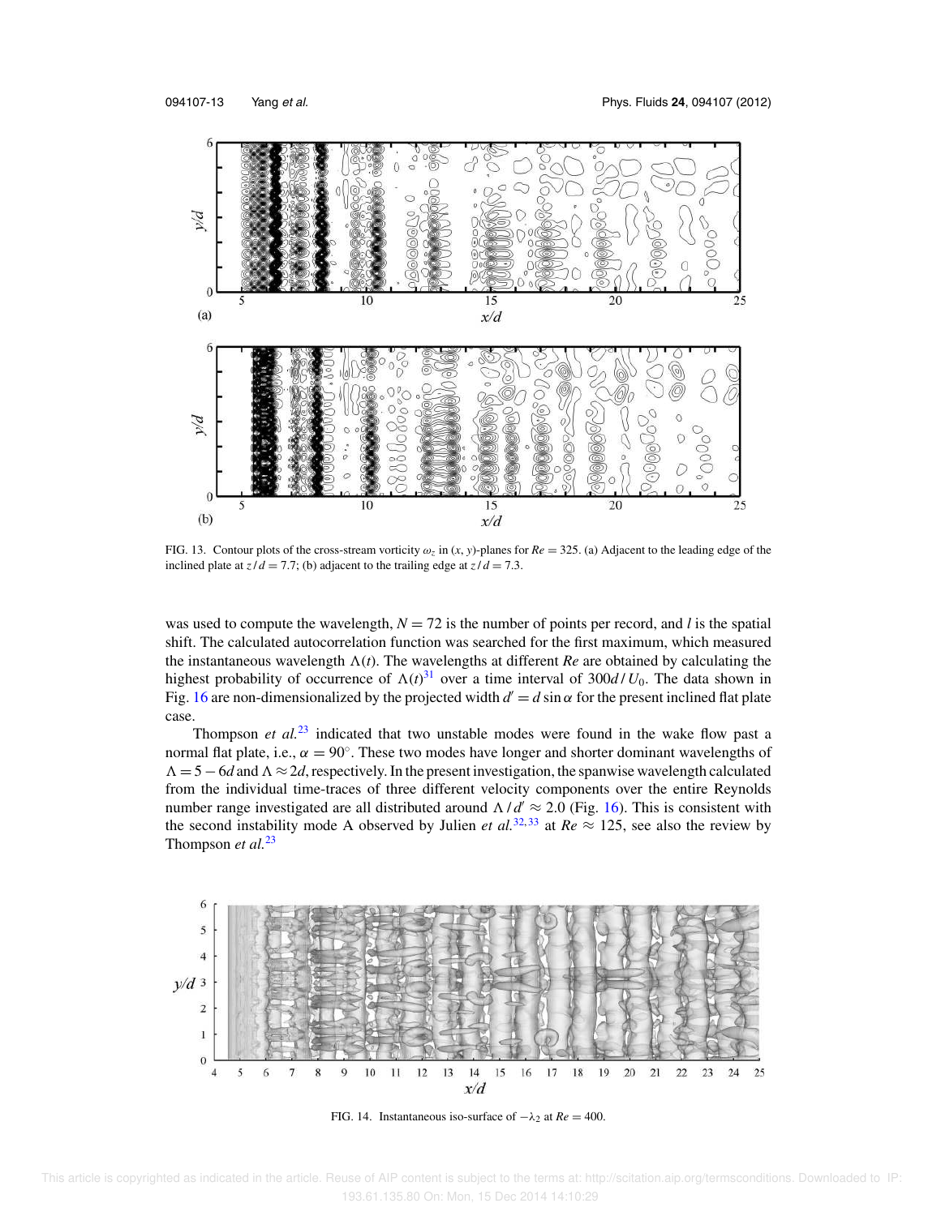FIG. 13. Contour plots of the cross-stream vorticity $\omega_z$ in $(x, y)$-planes for $Re = 325$. (a) Adjacent to the leading edge of the inclined plate at $z/d = 7.7$; (b) adjacent to the trailing edge at $z/d = 7.3$.

was used to compute the wavelength, $N = 72$ is the number of points per record, and $l$ is the spatial shift. The calculated autocorrelation function was searched for the first maximum, which measured the instantaneous wavelength $\Lambda(t)$. The wavelengths at different $Re$ are obtained by calculating the highest probability of occurrence of $\Lambda(t)$[31] over a time interval of $300d/U_0$. The data shown in Fig. 16 are non-dimensionalized by the projected width $d' = d \sin \alpha$ for the present inclined flat plate case.

Thompson *et al.*[23] indicated that two unstable modes were found in the wake flow past a normal flat plate, i.e., $\alpha = 90^\circ$. These two modes have longer and shorter dominant wavelengths of $\Lambda = 5 - 6d$ and $\Lambda \approx 2d$, respectively. In the present investigation, the spanwise wavelength calculated from the individual time-traces of three different velocity components over the entire Reynolds number range investigated are all distributed around $\Lambda/d' \approx 2.0$ (Fig. 16). This is consistent with the second instability mode A observed by Julien *et al.*[32,33] at $Re \approx 125$, see also the review by Thompson *et al.*[23]

FIG. 14. Instantaneous iso-surface of $-\lambda_2$ at $Re = 400$.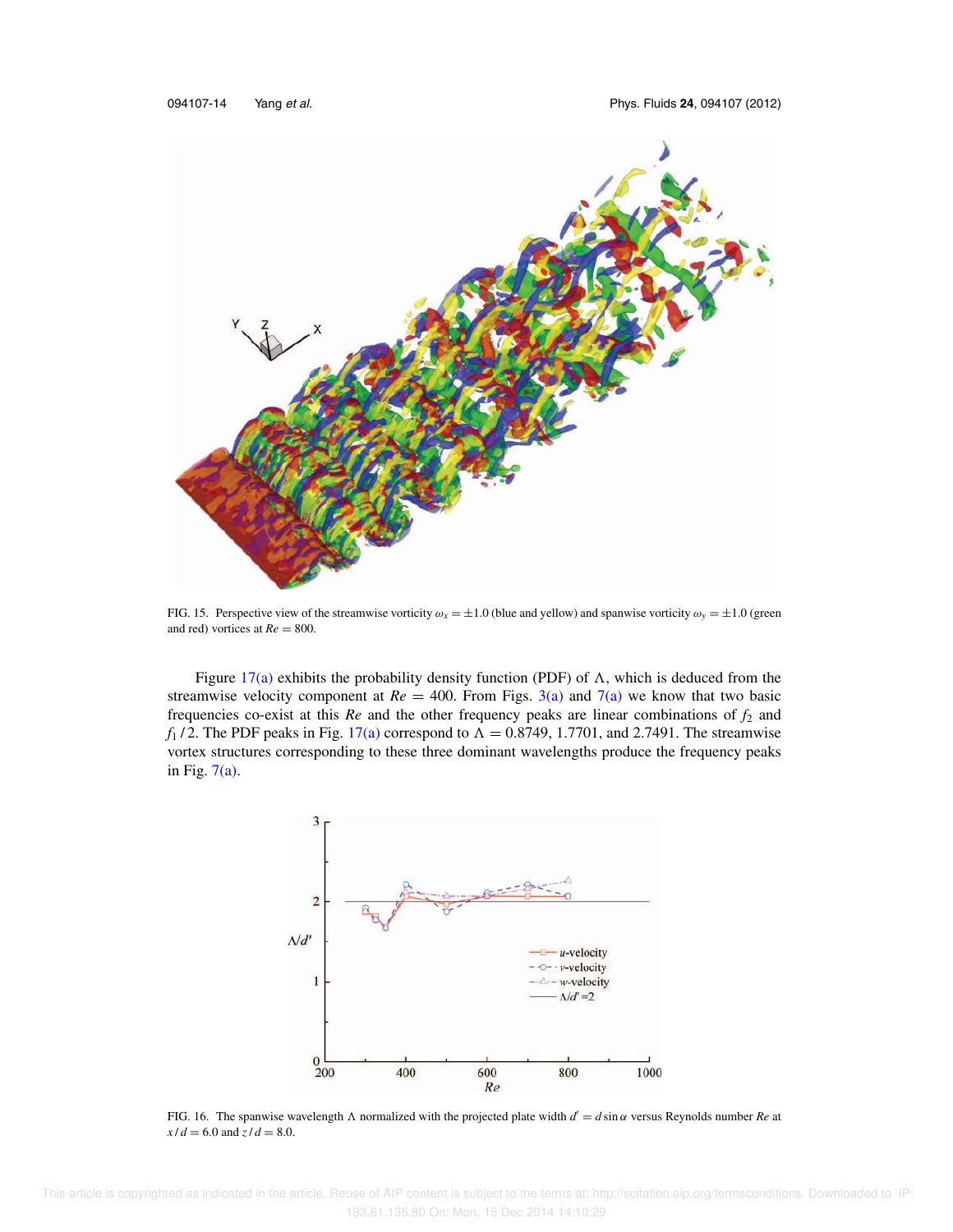FIG. 15. Perspective view of the streamwise vorticity $\omega_x = \pm 1.0$ (blue and yellow) and spanwise vorticity $\omega_y = \pm 1.0$ (green and red) vortices at $Re = 800$.

Figure 17(a) exhibits the probability density function (PDF) of $\Lambda$, which is deduced from the streamwise velocity component at $Re = 400$. From Figs. 3(a) and 7(a) we know that two basic frequencies co-exist at this $Re$ and the other frequency peaks are linear combinations of $f_2$ and $f_1/2$. The PDF peaks in Fig. 17(a) correspond to $\Lambda = 0.8749$, 1.7701, and 2.7491. The streamwise vortex structures corresponding to these three dominant wavelengths produce the frequency peaks in Fig. 7(a).

FIG. 16. The spanwise wavelength $\Lambda$ normalized with the projected plate width $d' = d \sin \alpha$ versus Reynolds number $Re$ at $x/d = 6.0$ and $z/d = 8.0$.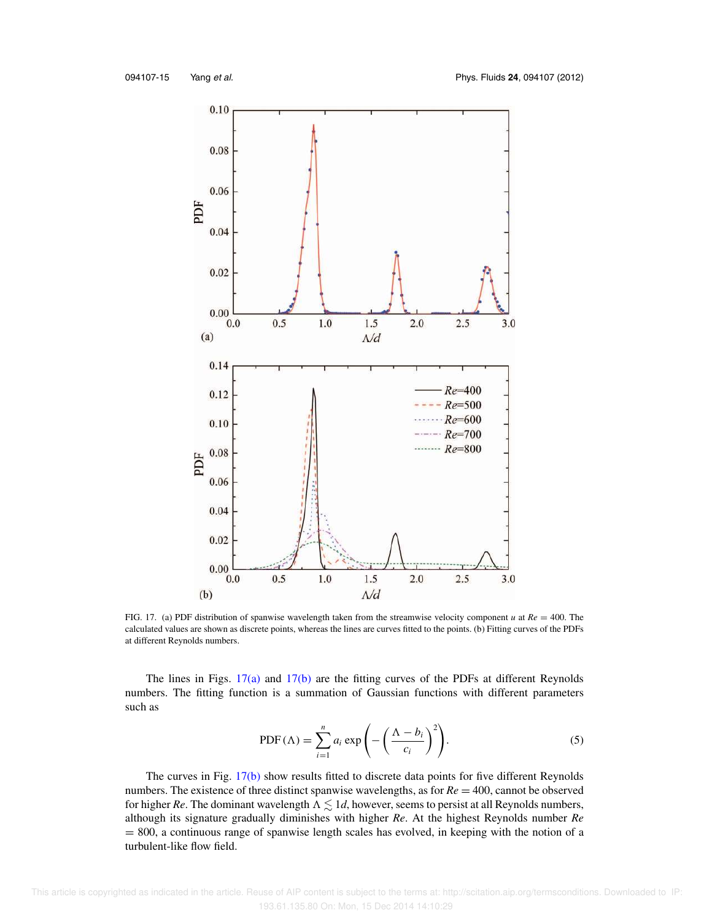FIG. 17. (a) PDF distribution of spanwise wavelength taken from the streamwise velocity component $u$ at $Re = 400$. The calculated values are shown as discrete points, whereas the lines are curves fitted to the points. (b) Fitting curves of the PDFs at different Reynolds numbers.

The lines in Figs. 17(a) and 17(b) are the fitting curves of the PDFs at different Reynolds numbers. The fitting function is a summation of Gaussian functions with different parameters such as

$$\mathrm{PDF}(\Lambda) = \sum_{i=1}^{n} a_i \exp\left(-\left(\frac{\Lambda - b_i}{c_i}\right)^2\right). \tag{5}$$

The curves in Fig. 17(b) show results fitted to discrete data points for five different Reynolds numbers. The existence of three distinct spanwise wavelengths, as for $Re = 400$, cannot be observed for higher $Re$. The dominant wavelength $\Lambda \lesssim 1d$, however, seems to persist at all Reynolds numbers, although its signature gradually diminishes with higher $Re$. At the highest Reynolds number $Re = 800$, a continuous range of spanwise length scales has evolved, in keeping with the notion of a turbulent-like flow field.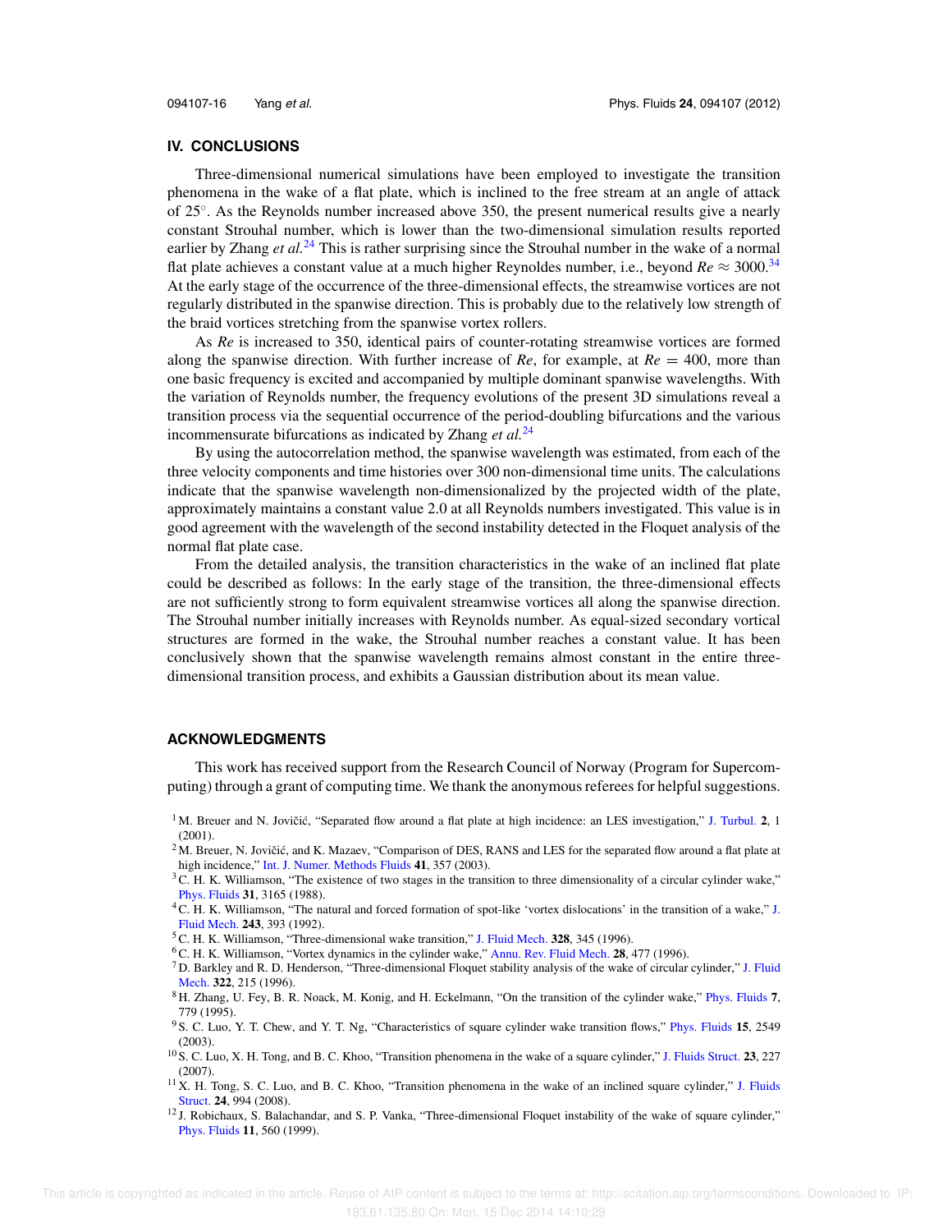## IV. CONCLUSIONS

Three-dimensional numerical simulations have been employed to investigate the transition phenomena in the wake of a flat plate, which is inclined to the free stream at an angle of attack of 25°. As the Reynolds number increased above 350, the present numerical results give a nearly constant Strouhal number, which is lower than the two-dimensional simulation results reported earlier by Zhang *et al.*[24] This is rather surprising since the Strouhal number in the wake of a normal flat plate achieves a constant value at a much higher Reynoldes number, i.e., beyond $Re \approx 3000$.[34] At the early stage of the occurrence of the three-dimensional effects, the streamwise vortices are not regularly distributed in the spanwise direction. This is probably due to the relatively low strength of the braid vortices stretching from the spanwise vortex rollers.

As *Re* is increased to 350, identical pairs of counter-rotating streamwise vortices are formed along the spanwise direction. With further increase of *Re*, for example, at $Re = 400$, more than one basic frequency is excited and accompanied by multiple dominant spanwise wavelengths. With the variation of Reynolds number, the frequency evolutions of the present 3D simulations reveal a transition process via the sequential occurrence of the period-doubling bifurcations and the various incommensurate bifurcations as indicated by Zhang *et al.*[24]

By using the autocorrelation method, the spanwise wavelength was estimated, from each of the three velocity components and time histories over 300 non-dimensional time units. The calculations indicate that the spanwise wavelength non-dimensionalized by the projected width of the plate, approximately maintains a constant value 2.0 at all Reynolds numbers investigated. This value is in good agreement with the wavelength of the second instability detected in the Floquet analysis of the normal flat plate case.

From the detailed analysis, the transition characteristics in the wake of an inclined flat plate could be described as follows: In the early stage of the transition, the three-dimensional effects are not sufficiently strong to form equivalent streamwise vortices all along the spanwise direction. The Strouhal number initially increases with Reynolds number. As equal-sized secondary vortical structures are formed in the wake, the Strouhal number reaches a constant value. It has been conclusively shown that the spanwise wavelength remains almost constant in the entire three-dimensional transition process, and exhibits a Gaussian distribution about its mean value.

## ACKNOWLEDGMENTS

This work has received support from the Research Council of Norway (Program for Supercomputing) through a grant of computing time. We thank the anonymous referees for helpful suggestions.

[1] M. Breuer and N. Jovičić, "Separated flow around a flat plate at high incidence: an LES investigation," J. Turbul. **2**, 1 (2001).

[2] M. Breuer, N. Jovičić, and K. Mazaev, "Comparison of DES, RANS and LES for the separated flow around a flat plate at high incidence," Int. J. Numer. Methods Fluids **41**, 357 (2003).

[3] C. H. K. Williamson, "The existence of two stages in the transition to three dimensionality of a circular cylinder wake," Phys. Fluids **31**, 3165 (1988).

[4] C. H. K. Williamson, "The natural and forced formation of spot-like 'vortex dislocations' in the transition of a wake," J. Fluid Mech. **243**, 393 (1992).

[5] C. H. K. Williamson, "Three-dimensional wake transition," J. Fluid Mech. **328**, 345 (1996).

[6] C. H. K. Williamson, "Vortex dynamics in the cylinder wake," Annu. Rev. Fluid Mech. **28**, 477 (1996).

[7] D. Barkley and R. D. Henderson, "Three-dimensional Floquet stability analysis of the wake of circular cylinder," J. Fluid Mech. **322**, 215 (1996).

[8] H. Zhang, U. Fey, B. R. Noack, M. Konig, and H. Eckelmann, "On the transition of the cylinder wake," Phys. Fluids **7**, 779 (1995).

[9] S. C. Luo, Y. T. Chew, and Y. T. Ng, "Characteristics of square cylinder wake transition flows," Phys. Fluids **15**, 2549 (2003).

[10] S. C. Luo, X. H. Tong, and B. C. Khoo, "Transition phenomena in the wake of a square cylinder," J. Fluids Struct. **23**, 227 (2007).

[11] X. H. Tong, S. C. Luo, and B. C. Khoo, "Transition phenomena in the wake of an inclined square cylinder," J. Fluids Struct. **24**, 994 (2008).

[12] J. Robichaux, S. Balachandar, and S. P. Vanka, "Three-dimensional Floquet instability of the wake of square cylinder," Phys. Fluids **11**, 560 (1999).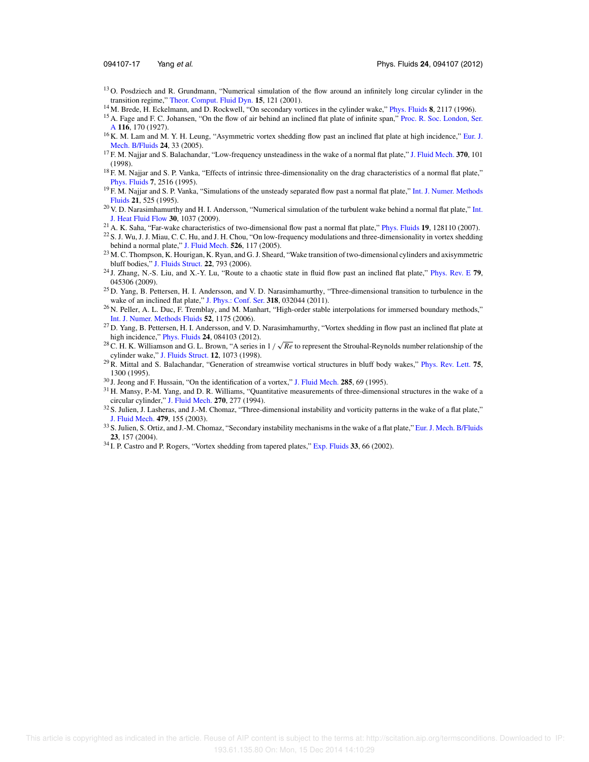[13] O. Posdziech and R. Grundmann, "Numerical simulation of the flow around an infinitely long circular cylinder in the transition regime," Theor. Comput. Fluid Dyn. **15**, 121 (2001).

[14] M. Brede, H. Eckelmann, and D. Rockwell, "On secondary vortices in the cylinder wake," Phys. Fluids **8**, 2117 (1996).

[15] A. Fage and F. C. Johansen, "On the flow of air behind an inclined flat plate of infinite span," Proc. R. Soc. London, Ser. A **116**, 170 (1927).

[16] K. M. Lam and M. Y. H. Leung, "Asymmetric vortex shedding flow past an inclined flat plate at high incidence," Eur. J. Mech. B/Fluids **24**, 33 (2005).

[17] F. M. Najjar and S. Balachandar, "Low-frequency unsteadiness in the wake of a normal flat plate," J. Fluid Mech. **370**, 101 (1998).

[18] F. M. Najjar and S. P. Vanka, "Effects of intrinsic three-dimensionality on the drag characteristics of a normal flat plate," Phys. Fluids **7**, 2516 (1995).

[19] F. M. Najjar and S. P. Vanka, "Simulations of the unsteady separated flow past a normal flat plate," Int. J. Numer. Methods Fluids **21**, 525 (1995).

[20] V. D. Narasimhamurthy and H. I. Andersson, "Numerical simulation of the turbulent wake behind a normal flat plate," Int. J. Heat Fluid Flow **30**, 1037 (2009).

[21] A. K. Saha, "Far-wake characteristics of two-dimensional flow past a normal flat plate," Phys. Fluids **19**, 128110 (2007).

[22] S. J. Wu, J. J. Miau, C. C. Hu, and J. H. Chou, "On low-frequency modulations and three-dimensionality in vortex shedding behind a normal plate," J. Fluid Mech. **526**, 117 (2005).

[23] M. C. Thompson, K. Hourigan, K. Ryan, and G. J. Sheard, "Wake transition of two-dimensional cylinders and axisymmetric bluff bodies," J. Fluids Struct. **22**, 793 (2006).

[24] J. Zhang, N.-S. Liu, and X.-Y. Lu, "Route to a chaotic state in fluid flow past an inclined flat plate," Phys. Rev. E **79**, 045306 (2009).

[25] D. Yang, B. Pettersen, H. I. Andersson, and V. D. Narasimhamurthy, "Three-dimensional transition to turbulence in the wake of an inclined flat plate," J. Phys.: Conf. Ser. **318**, 032044 (2011).

[26] N. Peller, A. L. Duc, F. Tremblay, and M. Manhart, "High-order stable interpolations for immersed boundary methods," Int. J. Numer. Methods Fluids **52**, 1175 (2006).

[27] D. Yang, B. Pettersen, H. I. Andersson, and V. D. Narasimhamurthy, "Vortex shedding in flow past an inclined flat plate at high incidence," Phys. Fluids **24**, 084103 (2012).

[28] C. H. K. Williamson and G. L. Brown, "A series in $1/\sqrt{Re}$ to represent the Strouhal-Reynolds number relationship of the cylinder wake," J. Fluids Struct. **12**, 1073 (1998).

[29] R. Mittal and S. Balachandar, "Generation of streamwise vortical structures in bluff body wakes," Phys. Rev. Lett. **75**, 1300 (1995).

[30] J. Jeong and F. Hussain, "On the identification of a vortex," J. Fluid Mech. **285**, 69 (1995).

[31] H. Mansy, P.-M. Yang, and D. R. Williams, "Quantitative measurements of three-dimensional structures in the wake of a circular cylinder," J. Fluid Mech. **270**, 277 (1994).

[32] S. Julien, J. Lasheras, and J.-M. Chomaz, "Three-dimensional instability and vorticity patterns in the wake of a flat plate," J. Fluid Mech. **479**, 155 (2003).

[33] S. Julien, S. Ortiz, and J.-M. Chomaz, "Secondary instability mechanisms in the wake of a flat plate," Eur. J. Mech. B/Fluids **23**, 157 (2004).

[34] I. P. Castro and P. Rogers, "Vortex shedding from tapered plates," Exp. Fluids **33**, 66 (2002).